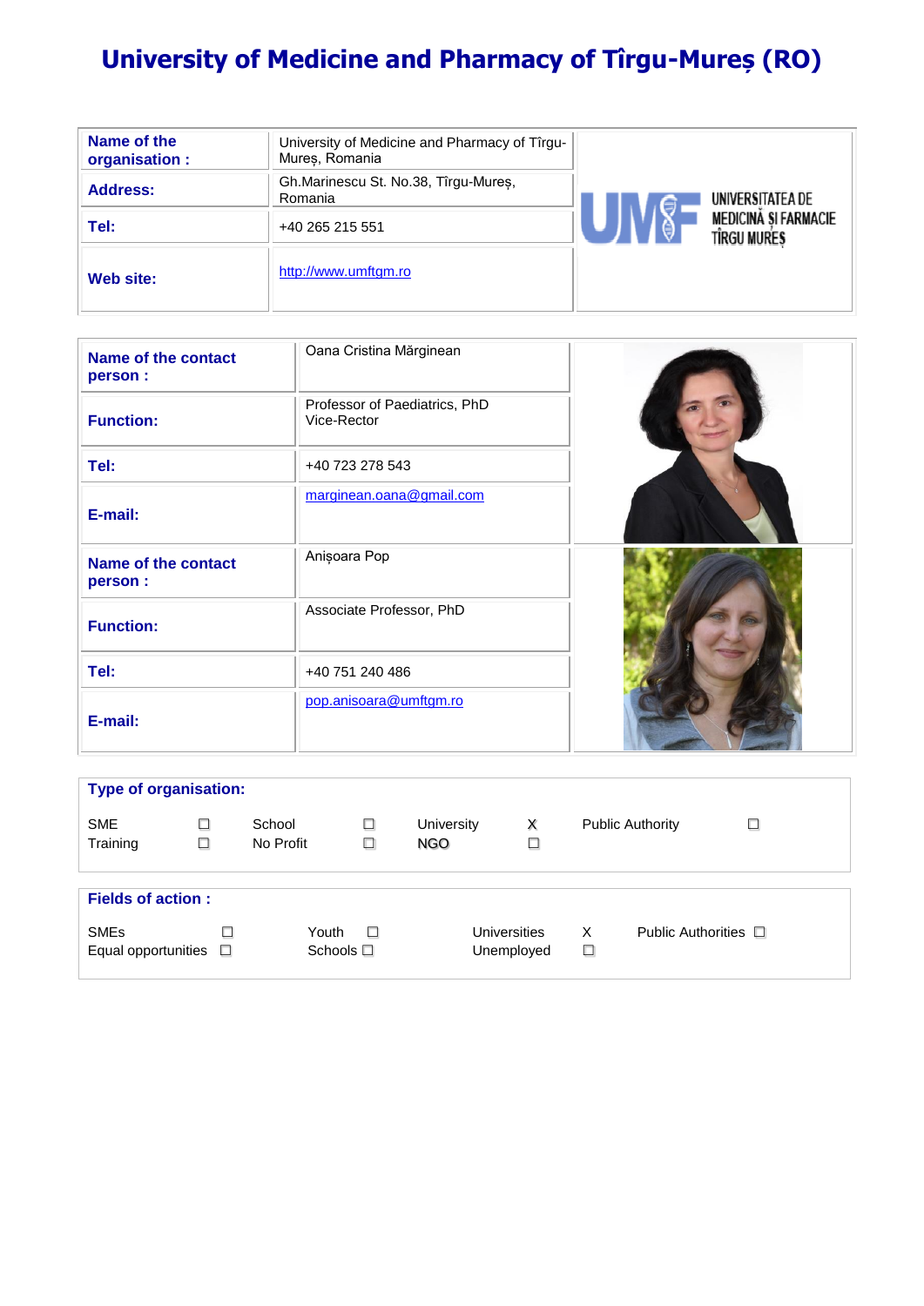# University of Medicine and Pharmacy of Tîrgu-Mureș (RO)

| | |
|---|---|
| **Name of the organisation :** | University of Medicine and Pharmacy of Tîrgu-Mureș, Romania |
| **Address:** | Gh.Marinescu St. No.38, Tîrgu-Mureș, Romania |
| **Tel:** | +40 265 215 551 |
| **Web site:** | http://www.umftgm.ro |

| | |
|---|---|
| **Name of the contact person :** | Oana Cristina Mărginean |
| **Function:** | Professor of Paediatrics, PhD<br>Vice-Rector |
| **Tel:** | +40 723 278 543 |
| **E-mail:** | marginean.oana@gmail.com |
| **Name of the contact person :** | Anișoara Pop |
| **Function:** | Associate Professor, PhD |
| **Tel:** | +40 751 240 486 |
| **E-mail:** | pop.anisoara@umftgm.ro |

**Type of organisation:**

| | | | | | | | |
|---|---|---|---|---|---|---|---|
| SME | ☐ | School | ☐ | University | X | Public Authority | ☐ |
| Training | ☐ | No Profit | ☐ | NGO | ☐ | | |

**Fields of action :**

| | | | | | | | |
|---|---|---|---|---|---|---|---|
| SMEs | ☐ | Youth | ☐ | Universities | X | Public Authorities | ☐ |
| Equal opportunities | ☐ | Schools | ☐ | Unemployed | ☐ | | |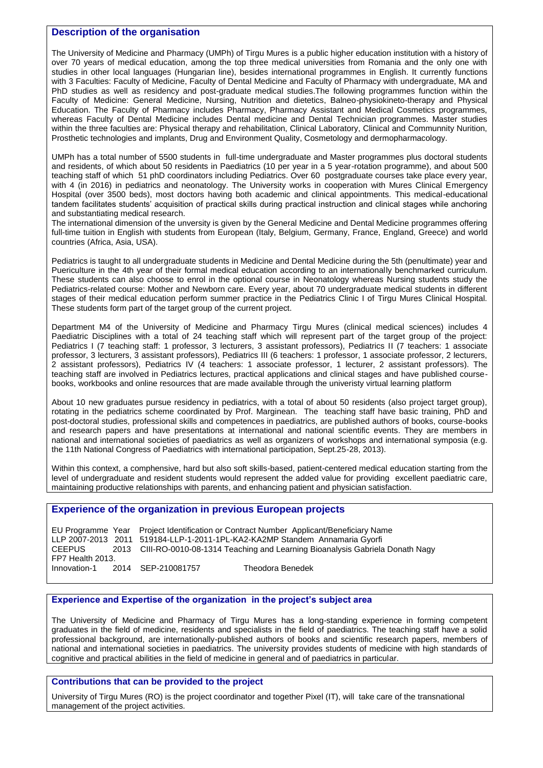## Description of the organisation

The University of Medicine and Pharmacy (UMPh) of Tirgu Mures is a public higher education institution with a history of over 70 years of medical education, among the top three medical universities from Romania and the only one with studies in other local languages (Hungarian line), besides international programmes in English. It currently functions with 3 Faculties: Faculty of Medicine, Faculty of Dental Medicine and Faculty of Pharmacy with undergraduate, MA and PhD studies as well as residency and post-graduate medical studies.The following programmes function within the Faculty of Medicine: General Medicine, Nursing, Nutrition and dietetics, Balneo-physiokineto-therapy and Physical Education. The Faculty of Pharmacy includes Pharmacy, Pharmacy Assistant and Medical Cosmetics programmes, whereas Faculty of Dental Medicine includes Dental medicine and Dental Technician programmes. Master studies within the three faculties are: Physical therapy and rehabilitation, Clinical Laboratory, Clinical and Communnity Nurition, Prosthetic technologies and implants, Drug and Environment Quality, Cosmetology and dermopharmacology.

UMPh has a total number of 5500 students in full-time undergraduate and Master programmes plus doctoral students and residents, of which about 50 residents in Paediatrics (10 per year in a 5 year-rotation programme), and about 500 teaching staff of which 51 phD coordinators including Pediatrics. Over 60 postgraduate courses take place every year, with 4 (in 2016) in pediatrics and neonatology. The University works in cooperation with Mures Clinical Emergency Hospital (over 3500 beds), most doctors having both academic and clinical appointments. This medical-educational tandem facilitates students' acquisition of practical skills during practical instruction and clinical stages while anchoring and substantiating medical research.
The international dimension of the unversity is given by the General Medicine and Dental Medicine programmes offering full-time tuition in English with students from European (Italy, Belgium, Germany, France, England, Greece) and world countries (Africa, Asia, USA).

Pediatrics is taught to all undergraduate students in Medicine and Dental Medicine during the 5th (penultimate) year and Puericulture in the 4th year of their formal medical education according to an internationally benchmarked curriculum. These students can also choose to enrol in the optional course in Neonatology whereas Nursing students study the Pediatrics-related course: Mother and Newborn care. Every year, about 70 undergraduate medical students in different stages of their medical education perform summer practice in the Pediatrics Clinic I of Tirgu Mures Clinical Hospital. These students form part of the target group of the current project.

Department M4 of the University of Medicine and Pharmacy Tirgu Mures (clinical medical sciences) includes 4 Paediatric Disciplines with a total of 24 teaching staff which will represent part of the target group of the project: Pediatrics I (7 teaching staff: 1 professor, 3 lecturers, 3 assistant professors), Pediatrics II (7 teachers: 1 associate professor, 3 lecturers, 3 assistant professors), Pediatrics III (6 teachers: 1 professor, 1 associate professor, 2 lecturers, 2 assistant professors), Pediatrics IV (4 teachers: 1 associate professor, 1 lecturer, 2 assistant professors). The teaching staff are involved in Pediatrics lectures, practical applications and clinical stages and have published course-books, workbooks and online resources that are made available through the univeristy virtual learning platform

About 10 new graduates pursue residency in pediatrics, with a total of about 50 residents (also project target group), rotating in the pediatrics scheme coordinated by Prof. Marginean. The teaching staff have basic training, PhD and post-doctoral studies, professional skills and competences in paediatrics, are published authors of books, course-books and research papers and have presentations at international and national scientific events. They are members in national and international societies of paediatrics as well as organizers of workshops and international symposia (e.g. the 11th National Congress of Paediatrics with international participation, Sept.25-28, 2013).

Within this context, a comphensive, hard but also soft skills-based, patient-centered medical education starting from the level of undergraduate and resident students would represent the added value for providing excellent paediatric care, maintaining productive relationships with parents, and enhancing patient and physician satisfaction.

## Experience of the organization in previous European projects

| EU Programme | Year | Project Identification or Contract Number | Applicant/Beneficiary Name |
|---|---|---|---|
| LLP 2007-2013 | 2011 | 519184-LLP-1-2011-1PL-KA2-KA2MP Standem | Annamaria Gyorfi |
| CEEPUS | 2013 | CIII-RO-0010-08-1314 Teaching and Learning Bioanalysis | Gabriela Donath Nagy |
| FP7 Health 2013. | | | |
| Innovation-1 | 2014 | SEP-210081757 | Theodora Benedek |

## Experience and Expertise of the organization in the project's subject area

The University of Medicine and Pharmacy of Tirgu Mures has a long-standing experience in forming competent graduates in the field of medicine, residents and specialists in the field of paediatrics. The teaching staff have a solid professional background, are internationally-published authors of books and scientific research papers, members of national and international societies in paediatrics. The university provides students of medicine with high standards of cognitive and practical abilities in the field of medicine in general and of paediatrics in particular.

## Contributions that can be provided to the project

University of Tirgu Mures (RO) is the project coordinator and together Pixel (IT), will take care of the transnational management of the project activities.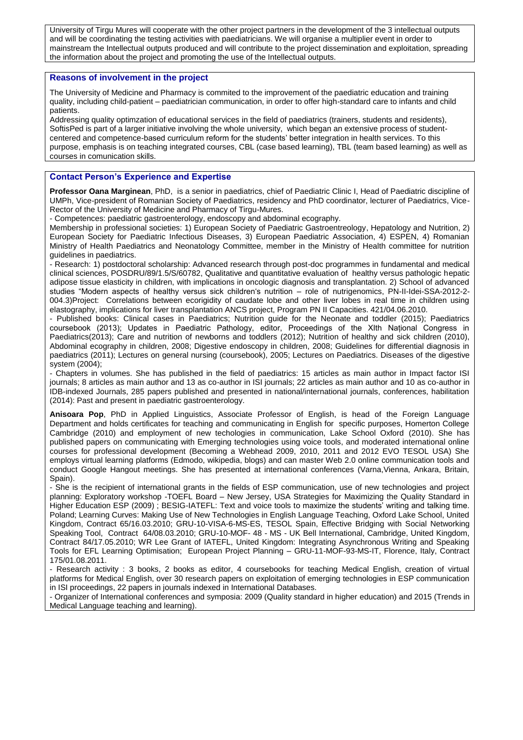University of Tirgu Mures will cooperate with the other project partners in the development of the 3 intellectual outputs and will be coordinating the testing activities with paediatricians. We will organise a multiplier event in order to mainstream the Intellectual outputs produced and will contribute to the project dissemination and exploitation, spreading the information about the project and promoting the use of the Intellectual outputs.

## Reasons of involvement in the project

The University of Medicine and Pharmacy is commited to the improvement of the paediatric education and training quality, including child-patient – paediatrician communication, in order to offer high-standard care to infants and child patients.

Addressing quality optimzation of educational services in the field of paediatrics (trainers, students and residents), SoftisPed is part of a larger initiative involving the whole university, which began an extensive process of student-centered and competence-based curriculum reform for the students' better integration in health services. To this purpose, emphasis is on teaching integrated courses, CBL (case based learning), TBL (team based learning) as well as courses in comunication skills.

## Contact Person's Experience and Expertise

**Professor Oana Marginean**, PhD, is a senior in paediatrics, chief of Paediatric Clinic I, Head of Paediatric discipline of UMPh, Vice-president of Romanian Society of Paediatrics, residency and PhD coordinator, lecturer of Paediatrics, Vice-Rector of the University of Medicine and Pharmacy of Tirgu-Mures.

- Competences: paediatric gastroenterology, endoscopy and abdominal ecography.

Membership in professional societies: 1) European Society of Paediatric Gastroentreology, Hepatology and Nutrition, 2) European Society for Paediatric Infectious Diseases, 3) European Paediatric Association, 4) ESPEN, 4) Romanian Ministry of Health Paediatrics and Neonatology Committee, member in the Ministry of Health committee for nutrition guidelines in paediatrics.

- Research: 1) postdoctoral scholarship: Advanced research through post-doc programmes in fundamental and medical clinical sciences, POSDRU/89/1.5/S/60782, Qualitative and quantitative evaluation of healthy versus pathologic hepatic adipose tissue elasticity in children, with implications in oncologic diagnosis and transplantation. 2) School of advanced studies "Modern aspects of healthy versus sick children's nutrition – role of nutrigenomics, PN-II-Idei-SSA-2012-2-004.3)Project: Correlations between ecorigidity of caudate lobe and other liver lobes in real time in children using elastography, implications for liver transplantation ANCS project, Program PN II Capacities. 421/04.06.2010.
- Published books: Clinical cases in Paediatrics; Nutrition guide for the Neonate and toddler (2015); Paediatrics coursebook (2013); Updates in Paediatric Pathology, editor, Proceedings of the XIth Național Congress in Paediatrics(2013); Care and nutrition of newborns and toddlers (2012); Nutrition of healthy and sick children (2010), Abdominal ecography in children, 2008; Digestive endoscopy in children, 2008; Guidelines for differential diagnosis in paediatrics (2011); Lectures on general nursing (coursebook), 2005; Lectures on Paediatrics. Diseases of the digestive system (2004);
- Chapters in volumes. She has published in the field of paediatrics: 15 articles as main author in Impact factor ISI journals; 8 articles as main author and 13 as co-author in ISI journals; 22 articles as main author and 10 as co-author in IDB-indexed Journals, 285 papers published and presented in national/international journals, conferences, habilitation (2014): Past and present in paediatric gastroenterology.

**Anisoara Pop**, PhD in Applied Linguistics, Associate Professor of English, is head of the Foreign Language Department and holds certificates for teaching and communicating in English for specific purposes, Homerton College Cambridge (2010) and employment of new techologies in communication, Lake School Oxford (2010). She has published papers on communicating with Emerging technologies using voice tools, and moderated international online courses for professional development (Becoming a Webhead 2009, 2010, 2011 and 2012 EVO TESOL USA) She employs virtual learning platforms (Edmodo, wikipedia, blogs) and can master Web 2.0 online communication tools and conduct Google Hangout meetings. She has presented at international conferences (Varna,Vienna, Ankara, Britain, Spain).

- She is the recipient of international grants in the fields of ESP communication, use of new technologies and project planning: Exploratory workshop -TOEFL Board – New Jersey, USA Strategies for Maximizing the Quality Standard in Higher Education ESP (2009) ; BESIG-IATEFL: Text and voice tools to maximize the students' writing and talking time. Poland; Learning Curves: Making Use of New Technologies in English Language Teaching, Oxford Lake School, United Kingdom, Contract 65/16.03.2010; GRU-10-VISA-6-MS-ES, TESOL Spain, Effective Bridging with Social Networking Speaking Tool, Contract 64/08.03.2010; GRU-10-MOF- 48 - MS - UK Bell International, Cambridge, United Kingdom, Contract 84/17.05.2010; WR Lee Grant of IATEFL, United Kingdom: Integrating Asynchronous Writing and Speaking Tools for EFL Learning Optimisation; European Project Planning – GRU-11-MOF-93-MS-IT, Florence, Italy, Contract 175/01.08.2011.
- Research activity : 3 books, 2 books as editor, 4 coursebooks for teaching Medical English, creation of virtual platforms for Medical English, over 30 research papers on exploitation of emerging technologies in ESP communication in ISI proceedings, 22 papers in journals indexed in International Databases.
- Organizer of International conferences and symposia: 2009 (Quality standard in higher education) and 2015 (Trends in Medical Language teaching and learning).